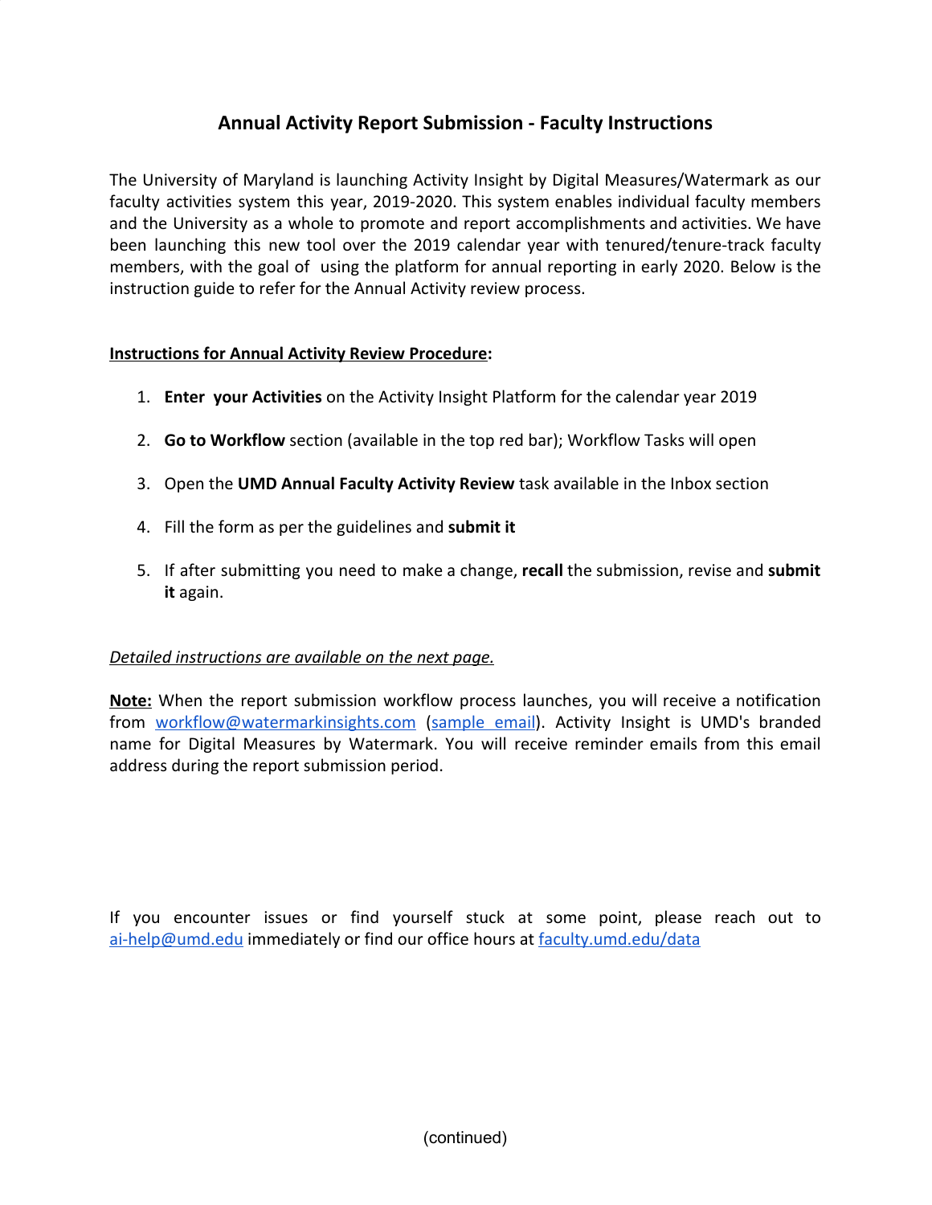# Annual Activity Report Submission - Faculty Instructions

The University of Maryland is launching Activity Insight by Digital Measures/Watermark as our faculty activities system this year, 2019-2020. This system enables individual faculty members and the University as a whole to promote and report accomplishments and activities. We have been launching this new tool over the 2019 calendar year with tenured/tenure-track faculty members, with the goal of using the platform for annual reporting in early 2020. Below is the instruction guide to refer for the Annual Activity review process.

**Instructions for Annual Activity Review Procedure:**

1. **Enter your Activities** on the Activity Insight Platform for the calendar year 2019
2. **Go to Workflow** section (available in the top red bar); Workflow Tasks will open
3. Open the **UMD Annual Faculty Activity Review** task available in the Inbox section
4. Fill the form as per the guidelines and **submit it**
5. If after submitting you need to make a change, **recall** the submission, revise and **submit it** again.

*Detailed instructions are available on the next page.*

**Note:** When the report submission workflow process launches, you will receive a notification from workflow@watermarkinsights.com (sample email). Activity Insight is UMD's branded name for Digital Measures by Watermark. You will receive reminder emails from this email address during the report submission period.

If you encounter issues or find yourself stuck at some point, please reach out to ai-help@umd.edu immediately or find our office hours at faculty.umd.edu/data

(continued)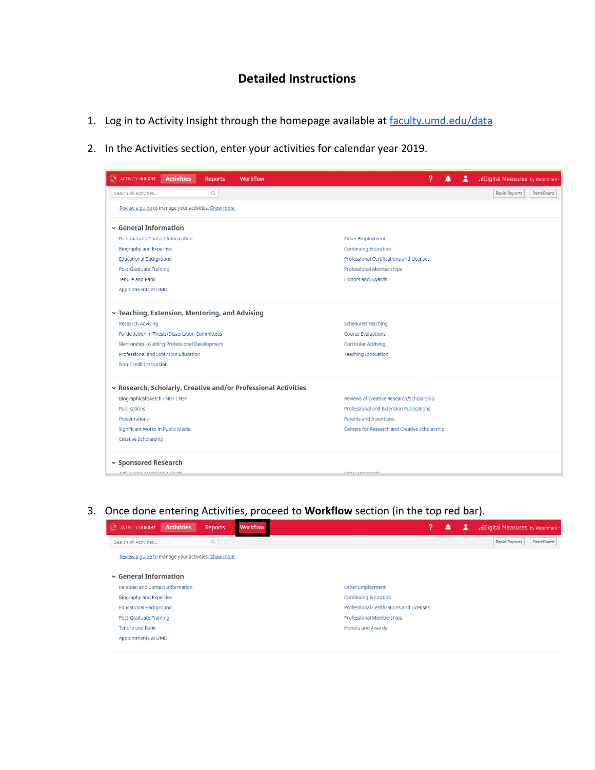# Detailed Instructions

1. Log in to Activity Insight through the homepage available at [faculty.umd.edu/data](faculty.umd.edu/data)

2. In the Activities section, enter your activities for calendar year 2019.

3. Once done entering Activities, proceed to **Workflow** section (in the top red bar).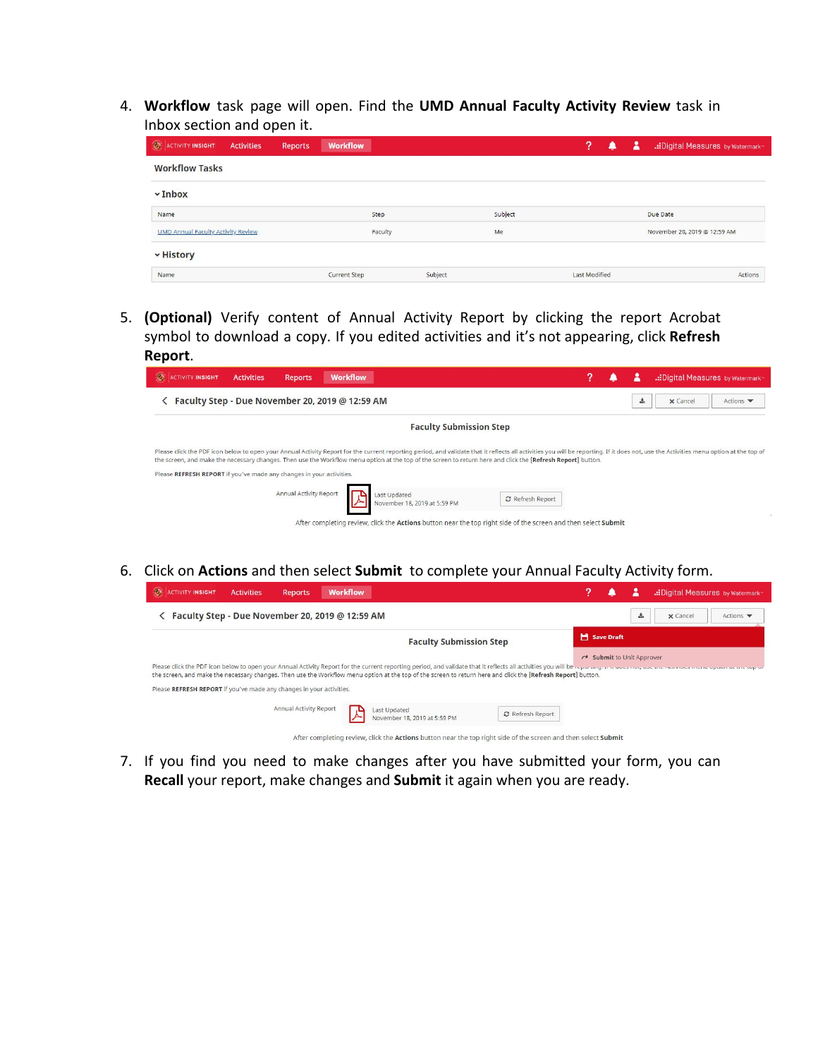4. **Workflow** task page will open. Find the **UMD Annual Faculty Activity Review** task in Inbox section and open it.

5. **(Optional)** Verify content of Annual Activity Report by clicking the report Acrobat symbol to download a copy. If you edited activities and it's not appearing, click **Refresh Report**.

6. Click on **Actions** and then select **Submit** to complete your Annual Faculty Activity form.

7. If you find you need to make changes after you have submitted your form, you can **Recall** your report, make changes and **Submit** it again when you are ready.